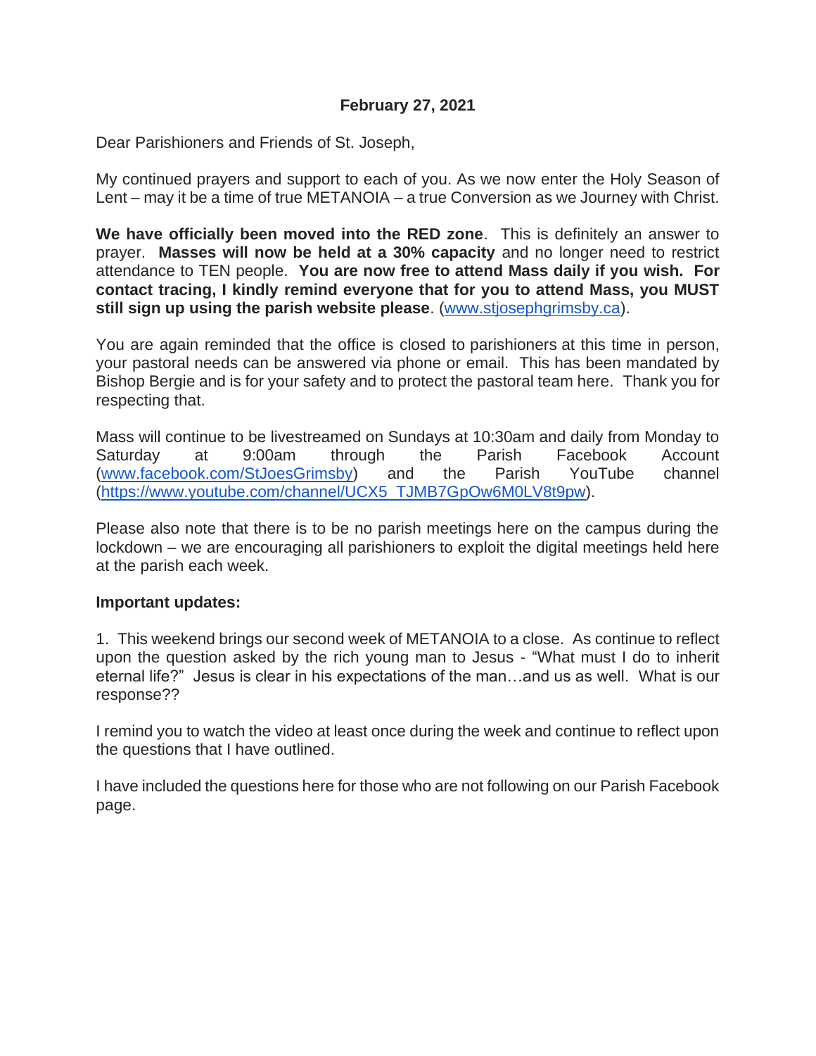**February 27, 2021**

Dear Parishioners and Friends of St. Joseph,

My continued prayers and support to each of you. As we now enter the Holy Season of Lent – may it be a time of true METANOIA – a true Conversion as we Journey with Christ.

**We have officially been moved into the RED zone**. This is definitely an answer to prayer. **Masses will now be held at a 30% capacity** and no longer need to restrict attendance to TEN people. **You are now free to attend Mass daily if you wish. For contact tracing, I kindly remind everyone that for you to attend Mass, you MUST still sign up using the parish website please**. ([www.stjosephgrimsby.ca](www.stjosephgrimsby.ca)).

You are again reminded that the office is closed to parishioners at this time in person, your pastoral needs can be answered via phone or email. This has been mandated by Bishop Bergie and is for your safety and to protect the pastoral team here. Thank you for respecting that.

Mass will continue to be livestreamed on Sundays at 10:30am and daily from Monday to Saturday at 9:00am through the Parish Facebook Account ([www.facebook.com/StJoesGrimsby](www.facebook.com/StJoesGrimsby)) and the Parish YouTube channel ([https://www.youtube.com/channel/UCX5_TJMB7GpOw6M0LV8t9pw](https://www.youtube.com/channel/UCX5_TJMB7GpOw6M0LV8t9pw)).

Please also note that there is to be no parish meetings here on the campus during the lockdown – we are encouraging all parishioners to exploit the digital meetings held here at the parish each week.

**Important updates:**

1. This weekend brings our second week of METANOIA to a close. As continue to reflect upon the question asked by the rich young man to Jesus - "What must I do to inherit eternal life?" Jesus is clear in his expectations of the man…and us as well. What is our response??

I remind you to watch the video at least once during the week and continue to reflect upon the questions that I have outlined.

I have included the questions here for those who are not following on our Parish Facebook page.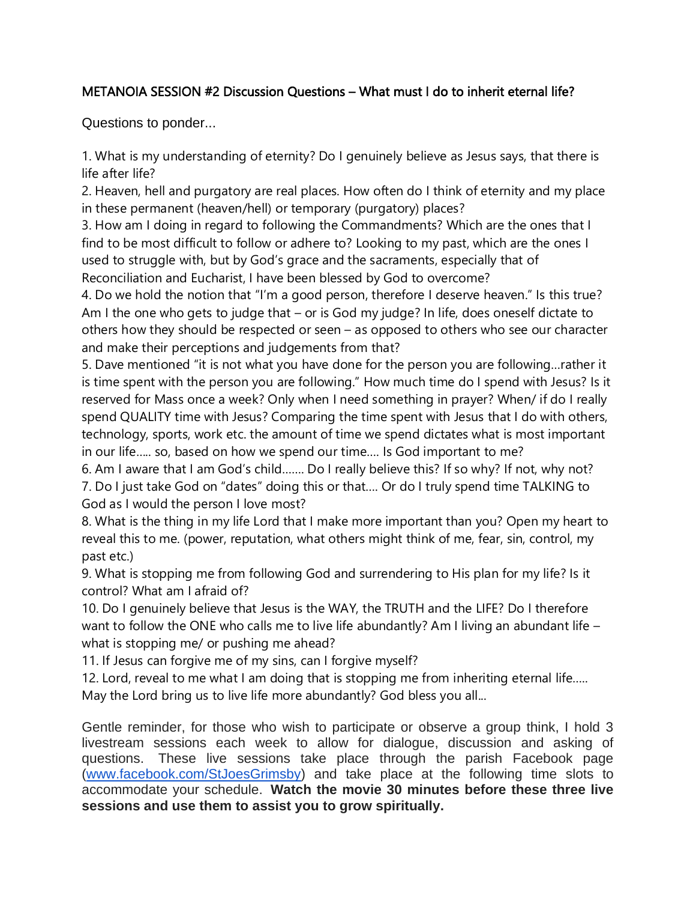## METANOIA SESSION #2 Discussion Questions – What must I do to inherit eternal life?

Questions to ponder...

1. What is my understanding of eternity? Do I genuinely believe as Jesus says, that there is life after life?
2. Heaven, hell and purgatory are real places. How often do I think of eternity and my place in these permanent (heaven/hell) or temporary (purgatory) places?
3. How am I doing in regard to following the Commandments? Which are the ones that I find to be most difficult to follow or adhere to? Looking to my past, which are the ones I used to struggle with, but by God's grace and the sacraments, especially that of Reconciliation and Eucharist, I have been blessed by God to overcome?
4. Do we hold the notion that "I'm a good person, therefore I deserve heaven." Is this true? Am I the one who gets to judge that – or is God my judge? In life, does oneself dictate to others how they should be respected or seen – as opposed to others who see our character and make their perceptions and judgements from that?
5. Dave mentioned "it is not what you have done for the person you are following...rather it is time spent with the person you are following." How much time do I spend with Jesus? Is it reserved for Mass once a week? Only when I need something in prayer? When/ if do I really spend QUALITY time with Jesus? Comparing the time spent with Jesus that I do with others, technology, sports, work etc. the amount of time we spend dictates what is most important in our life..... so, based on how we spend our time.... Is God important to me?
6. Am I aware that I am God's child....... Do I really believe this? If so why? If not, why not?
7. Do I just take God on "dates" doing this or that.... Or do I truly spend time TALKING to God as I would the person I love most?
8. What is the thing in my life Lord that I make more important than you? Open my heart to reveal this to me. (power, reputation, what others might think of me, fear, sin, control, my past etc.)
9. What is stopping me from following God and surrendering to His plan for my life? Is it control? What am I afraid of?
10. Do I genuinely believe that Jesus is the WAY, the TRUTH and the LIFE? Do I therefore want to follow the ONE who calls me to live life abundantly? Am I living an abundant life – what is stopping me/ or pushing me ahead?
11. If Jesus can forgive me of my sins, can I forgive myself?
12. Lord, reveal to me what I am doing that is stopping me from inheriting eternal life..... May the Lord bring us to live life more abundantly? God bless you all...

Gentle reminder, for those who wish to participate or observe a group think, I hold 3 livestream sessions each week to allow for dialogue, discussion and asking of questions. These live sessions take place through the parish Facebook page (www.facebook.com/StJoesGrimsby) and take place at the following time slots to accommodate your schedule. **Watch the movie 30 minutes before these three live sessions and use them to assist you to grow spiritually.**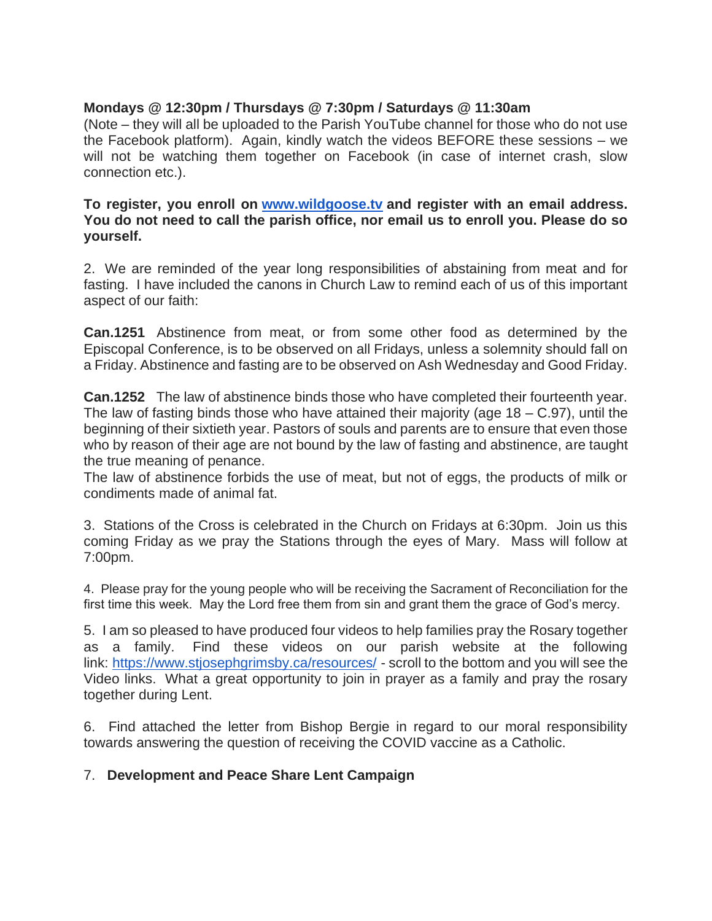**Mondays @ 12:30pm / Thursdays @ 7:30pm / Saturdays @ 11:30am**
(Note – they will all be uploaded to the Parish YouTube channel for those who do not use the Facebook platform). Again, kindly watch the videos BEFORE these sessions – we will not be watching them together on Facebook (in case of internet crash, slow connection etc.).

**To register, you enroll on [www.wildgoose.tv](http://www.wildgoose.tv) and register with an email address. You do not need to call the parish office, nor email us to enroll you. Please do so yourself.**

2. We are reminded of the year long responsibilities of abstaining from meat and for fasting. I have included the canons in Church Law to remind each of us of this important aspect of our faith:

**Can.1251** Abstinence from meat, or from some other food as determined by the Episcopal Conference, is to be observed on all Fridays, unless a solemnity should fall on a Friday. Abstinence and fasting are to be observed on Ash Wednesday and Good Friday.

**Can.1252** The law of abstinence binds those who have completed their fourteenth year. The law of fasting binds those who have attained their majority (age 18 – C.97), until the beginning of their sixtieth year. Pastors of souls and parents are to ensure that even those who by reason of their age are not bound by the law of fasting and abstinence, are taught the true meaning of penance.
The law of abstinence forbids the use of meat, but not of eggs, the products of milk or condiments made of animal fat.

3. Stations of the Cross is celebrated in the Church on Fridays at 6:30pm. Join us this coming Friday as we pray the Stations through the eyes of Mary. Mass will follow at 7:00pm.

4. Please pray for the young people who will be receiving the Sacrament of Reconciliation for the first time this week. May the Lord free them from sin and grant them the grace of God's mercy.

5. I am so pleased to have produced four videos to help families pray the Rosary together as a family. Find these videos on our parish website at the following link: [https://www.stjosephgrimsby.ca/resources/](https://www.stjosephgrimsby.ca/resources/) - scroll to the bottom and you will see the Video links. What a great opportunity to join in prayer as a family and pray the rosary together during Lent.

6. Find attached the letter from Bishop Bergie in regard to our moral responsibility towards answering the question of receiving the COVID vaccine as a Catholic.

7. **Development and Peace Share Lent Campaign**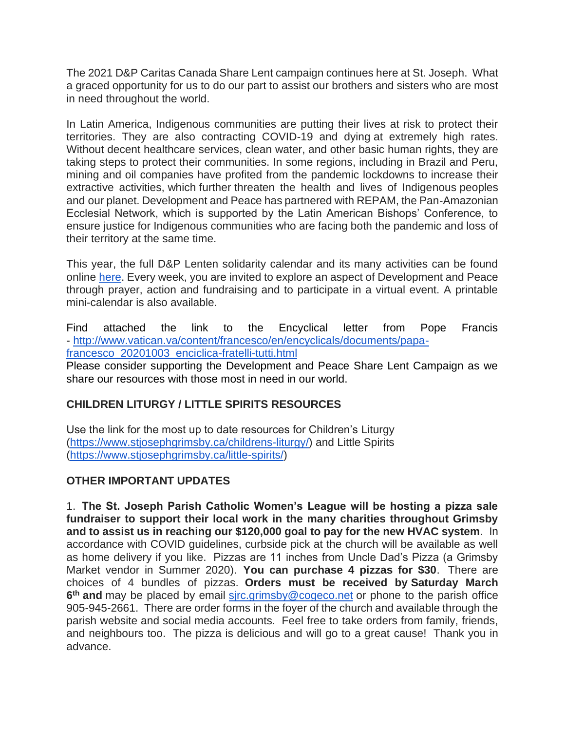The 2021 D&P Caritas Canada Share Lent campaign continues here at St. Joseph. What a graced opportunity for us to do our part to assist our brothers and sisters who are most in need throughout the world.

In Latin America, Indigenous communities are putting their lives at risk to protect their territories. They are also contracting COVID-19 and dying at extremely high rates. Without decent healthcare services, clean water, and other basic human rights, they are taking steps to protect their communities. In some regions, including in Brazil and Peru, mining and oil companies have profited from the pandemic lockdowns to increase their extractive activities, which further threaten the health and lives of Indigenous peoples and our planet. Development and Peace has partnered with REPAM, the Pan-Amazonian Ecclesial Network, which is supported by the Latin American Bishops' Conference, to ensure justice for Indigenous communities who are facing both the pandemic and loss of their territory at the same time.

This year, the full D&P Lenten solidarity calendar and its many activities can be found online here. Every week, you are invited to explore an aspect of Development and Peace through prayer, action and fundraising and to participate in a virtual event. A printable mini-calendar is also available.

Find attached the link to the Encyclical letter from Pope Francis - http://www.vatican.va/content/francesco/en/encyclicals/documents/papa-francesco_20201003_enciclica-fratelli-tutti.html
Please consider supporting the Development and Peace Share Lent Campaign as we share our resources with those most in need in our world.

## CHILDREN LITURGY / LITTLE SPIRITS RESOURCES

Use the link for the most up to date resources for Children's Liturgy (https://www.stjosephgrimsby.ca/childrens-liturgy/) and Little Spirits (https://www.stjosephgrimsby.ca/little-spirits/)

## OTHER IMPORTANT UPDATES

1. **The St. Joseph Parish Catholic Women's League will be hosting a pizza sale fundraiser to support their local work in the many charities throughout Grimsby and to assist us in reaching our $120,000 goal to pay for the new HVAC system**. In accordance with COVID guidelines, curbside pick at the church will be available as well as home delivery if you like. Pizzas are 11 inches from Uncle Dad's Pizza (a Grimsby Market vendor in Summer 2020). **You can purchase 4 pizzas for $30**. There are choices of 4 bundles of pizzas. **Orders must be received by Saturday March 6th and** may be placed by email sjrc.grimsby@cogeco.net or phone to the parish office 905-945-2661. There are order forms in the foyer of the church and available through the parish website and social media accounts. Feel free to take orders from family, friends, and neighbours too. The pizza is delicious and will go to a great cause! Thank you in advance.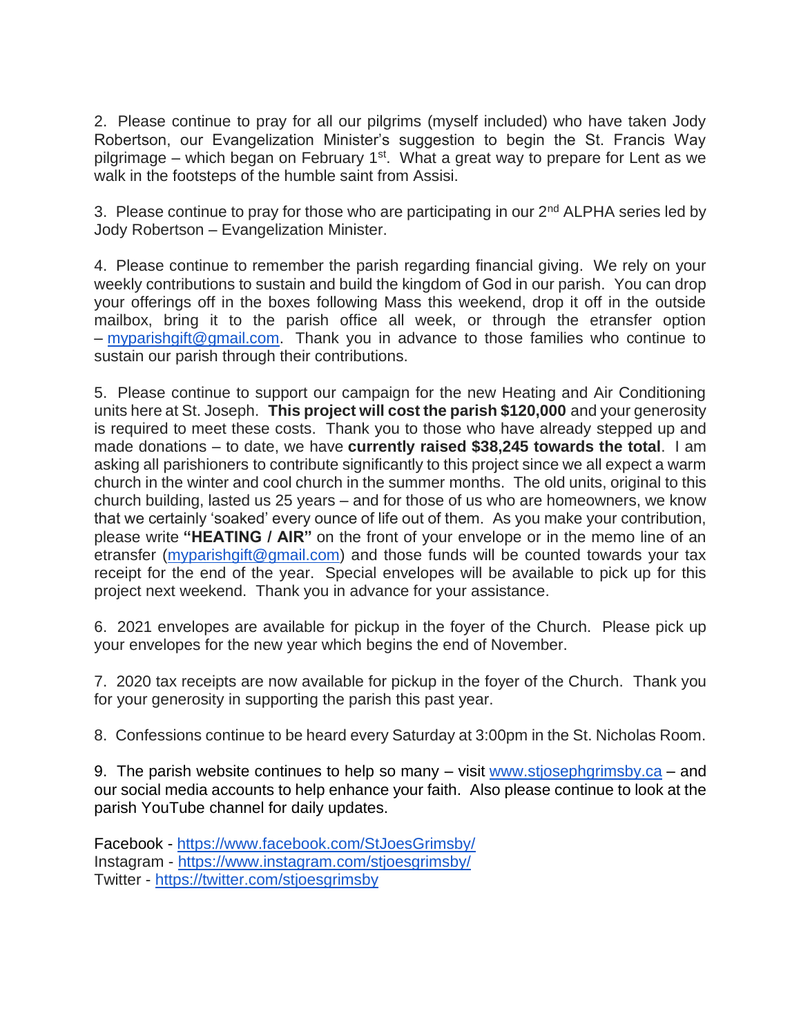2. Please continue to pray for all our pilgrims (myself included) who have taken Jody Robertson, our Evangelization Minister's suggestion to begin the St. Francis Way pilgrimage – which began on February 1st. What a great way to prepare for Lent as we walk in the footsteps of the humble saint from Assisi.

3. Please continue to pray for those who are participating in our 2nd ALPHA series led by Jody Robertson – Evangelization Minister.

4. Please continue to remember the parish regarding financial giving. We rely on your weekly contributions to sustain and build the kingdom of God in our parish. You can drop your offerings off in the boxes following Mass this weekend, drop it off in the outside mailbox, bring it to the parish office all week, or through the etransfer option – myparishgift@gmail.com. Thank you in advance to those families who continue to sustain our parish through their contributions.

5. Please continue to support our campaign for the new Heating and Air Conditioning units here at St. Joseph. **This project will cost the parish $120,000** and your generosity is required to meet these costs. Thank you to those who have already stepped up and made donations – to date, we have **currently raised $38,245 towards the total**. I am asking all parishioners to contribute significantly to this project since we all expect a warm church in the winter and cool church in the summer months. The old units, original to this church building, lasted us 25 years – and for those of us who are homeowners, we know that we certainly 'soaked' every ounce of life out of them. As you make your contribution, please write **"HEATING / AIR"** on the front of your envelope or in the memo line of an etransfer (myparishgift@gmail.com) and those funds will be counted towards your tax receipt for the end of the year. Special envelopes will be available to pick up for this project next weekend. Thank you in advance for your assistance.

6. 2021 envelopes are available for pickup in the foyer of the Church. Please pick up your envelopes for the new year which begins the end of November.

7. 2020 tax receipts are now available for pickup in the foyer of the Church. Thank you for your generosity in supporting the parish this past year.

8. Confessions continue to be heard every Saturday at 3:00pm in the St. Nicholas Room.

9. The parish website continues to help so many – visit www.stjosephgrimsby.ca – and our social media accounts to help enhance your faith. Also please continue to look at the parish YouTube channel for daily updates.

Facebook - https://www.facebook.com/StJoesGrimsby/
Instagram - https://www.instagram.com/stjoesgrimsby/
Twitter - https://twitter.com/stjoesgrimsby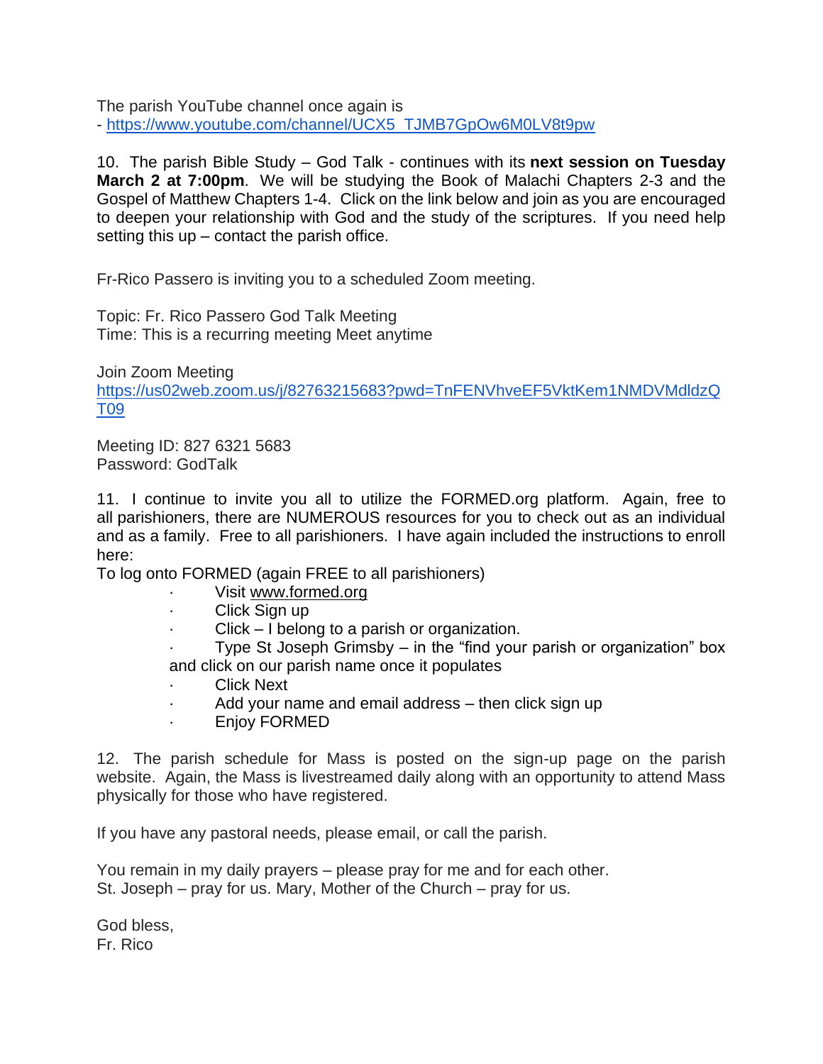The parish YouTube channel once again is
- https://www.youtube.com/channel/UCX5_TJMB7GpOw6M0LV8t9pw

10. The parish Bible Study – God Talk - continues with its **next session on Tuesday March 2 at 7:00pm**. We will be studying the Book of Malachi Chapters 2-3 and the Gospel of Matthew Chapters 1-4. Click on the link below and join as you are encouraged to deepen your relationship with God and the study of the scriptures. If you need help setting this up – contact the parish office.

Fr-Rico Passero is inviting you to a scheduled Zoom meeting.

Topic: Fr. Rico Passero God Talk Meeting
Time: This is a recurring meeting Meet anytime

Join Zoom Meeting
https://us02web.zoom.us/j/82763215683?pwd=TnFENVhveEF5VktKem1NMDVMdldzQT09

Meeting ID: 827 6321 5683
Password: GodTalk

11. I continue to invite you all to utilize the FORMED.org platform. Again, free to all parishioners, there are NUMEROUS resources for you to check out as an individual and as a family. Free to all parishioners. I have again included the instructions to enroll here:
To log onto FORMED (again FREE to all parishioners)

- Visit www.formed.org
- Click Sign up
- Click – I belong to a parish or organization.
- Type St Joseph Grimsby – in the "find your parish or organization" box and click on our parish name once it populates
- Click Next
- Add your name and email address – then click sign up
- Enjoy FORMED

12. The parish schedule for Mass is posted on the sign-up page on the parish website. Again, the Mass is livestreamed daily along with an opportunity to attend Mass physically for those who have registered.

If you have any pastoral needs, please email, or call the parish.

You remain in my daily prayers – please pray for me and for each other.
St. Joseph – pray for us. Mary, Mother of the Church – pray for us.

God bless,
Fr. Rico